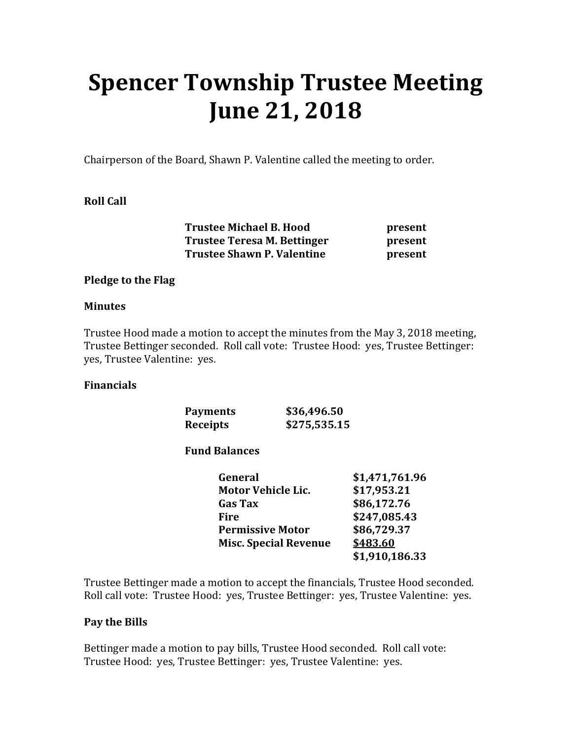# Spencer Township Trustee Meeting June 21, 2018

Chairperson of the Board, Shawn P. Valentine called the meeting to order.

**Roll Call**

| | |
|---|---|
| **Trustee Michael B. Hood** | **present** |
| **Trustee Teresa M. Bettinger** | **present** |
| **Trustee Shawn P. Valentine** | **present** |

**Pledge to the Flag**

**Minutes**

Trustee Hood made a motion to accept the minutes from the May 3, 2018 meeting, Trustee Bettinger seconded. Roll call vote: Trustee Hood: yes, Trustee Bettinger: yes, Trustee Valentine: yes.

**Financials**

| | |
|---|---|
| **Payments** | **$36,496.50** |
| **Receipts** | **$275,535.15** |

**Fund Balances**

| | |
|---|---|
| **General** | **$1,471,761.96** |
| **Motor Vehicle Lic.** | **$17,953.21** |
| **Gas Tax** | **$86,172.76** |
| **Fire** | **$247,085.43** |
| **Permissive Motor** | **$86,729.37** |
| **Misc. Special Revenue** | **$483.60** |
| | **$1,910,186.33** |

Trustee Bettinger made a motion to accept the financials, Trustee Hood seconded. Roll call vote: Trustee Hood: yes, Trustee Bettinger: yes, Trustee Valentine: yes.

**Pay the Bills**

Bettinger made a motion to pay bills, Trustee Hood seconded. Roll call vote: Trustee Hood: yes, Trustee Bettinger: yes, Trustee Valentine: yes.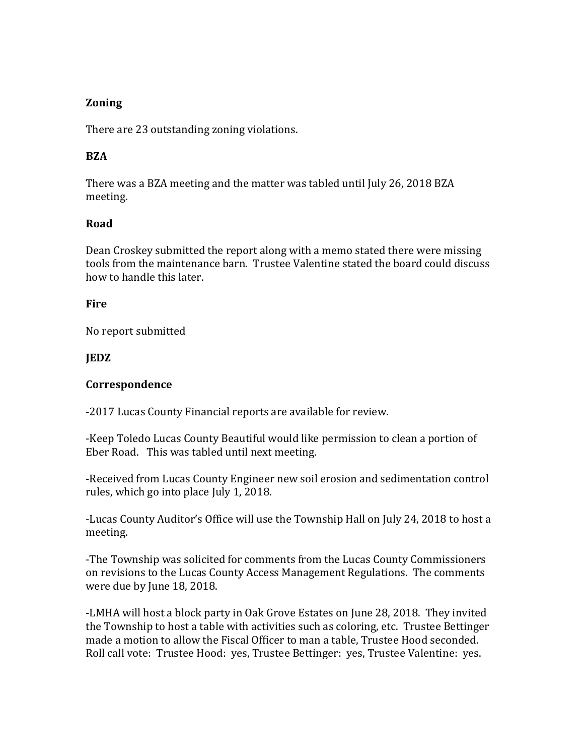**Zoning**

There are 23 outstanding zoning violations.

**BZA**

There was a BZA meeting and the matter was tabled until July 26, 2018 BZA meeting.

**Road**

Dean Croskey submitted the report along with a memo stated there were missing tools from the maintenance barn. Trustee Valentine stated the board could discuss how to handle this later.

**Fire**

No report submitted

**JEDZ**

**Correspondence**

-2017 Lucas County Financial reports are available for review.

-Keep Toledo Lucas County Beautiful would like permission to clean a portion of Eber Road. This was tabled until next meeting.

-Received from Lucas County Engineer new soil erosion and sedimentation control rules, which go into place July 1, 2018.

-Lucas County Auditor's Office will use the Township Hall on July 24, 2018 to host a meeting.

-The Township was solicited for comments from the Lucas County Commissioners on revisions to the Lucas County Access Management Regulations. The comments were due by June 18, 2018.

-LMHA will host a block party in Oak Grove Estates on June 28, 2018. They invited the Township to host a table with activities such as coloring, etc. Trustee Bettinger made a motion to allow the Fiscal Officer to man a table, Trustee Hood seconded. Roll call vote: Trustee Hood: yes, Trustee Bettinger: yes, Trustee Valentine: yes.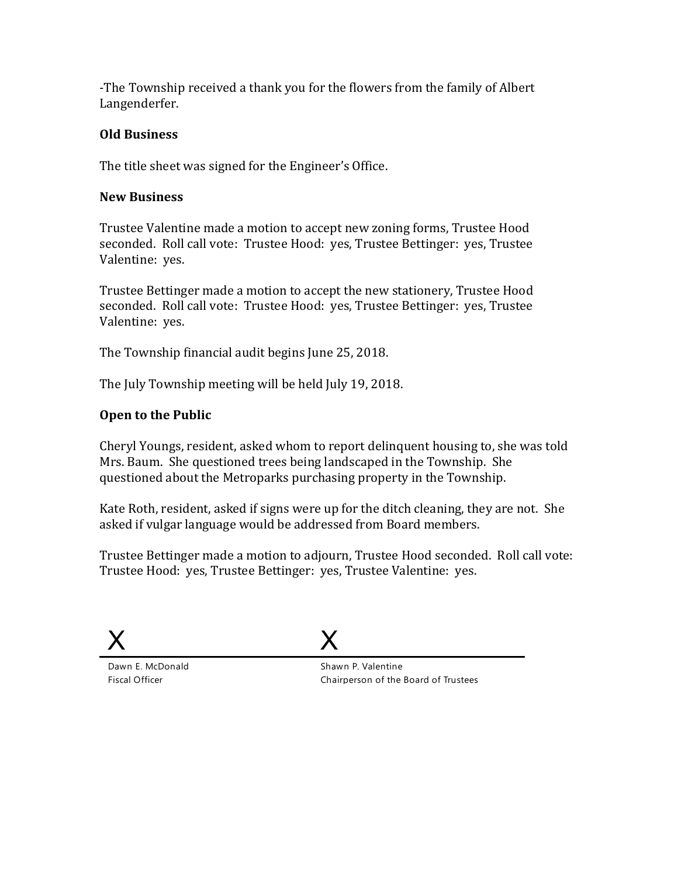-The Township received a thank you for the flowers from the family of Albert Langenderfer.

**Old Business**

The title sheet was signed for the Engineer's Office.

**New Business**

Trustee Valentine made a motion to accept new zoning forms, Trustee Hood seconded. Roll call vote: Trustee Hood: yes, Trustee Bettinger: yes, Trustee Valentine: yes.

Trustee Bettinger made a motion to accept the new stationery, Trustee Hood seconded. Roll call vote: Trustee Hood: yes, Trustee Bettinger: yes, Trustee Valentine: yes.

The Township financial audit begins June 25, 2018.

The July Township meeting will be held July 19, 2018.

**Open to the Public**

Cheryl Youngs, resident, asked whom to report delinquent housing to, she was told Mrs. Baum. She questioned trees being landscaped in the Township. She questioned about the Metroparks purchasing property in the Township.

Kate Roth, resident, asked if signs were up for the ditch cleaning, they are not. She asked if vulgar language would be addressed from Board members.

Trustee Bettinger made a motion to adjourn, Trustee Hood seconded. Roll call vote: Trustee Hood: yes, Trustee Bettinger: yes, Trustee Valentine: yes.

X ______________________________
Dawn E. McDonald
Fiscal Officer

X ______________________________
Shawn P. Valentine
Chairperson of the Board of Trustees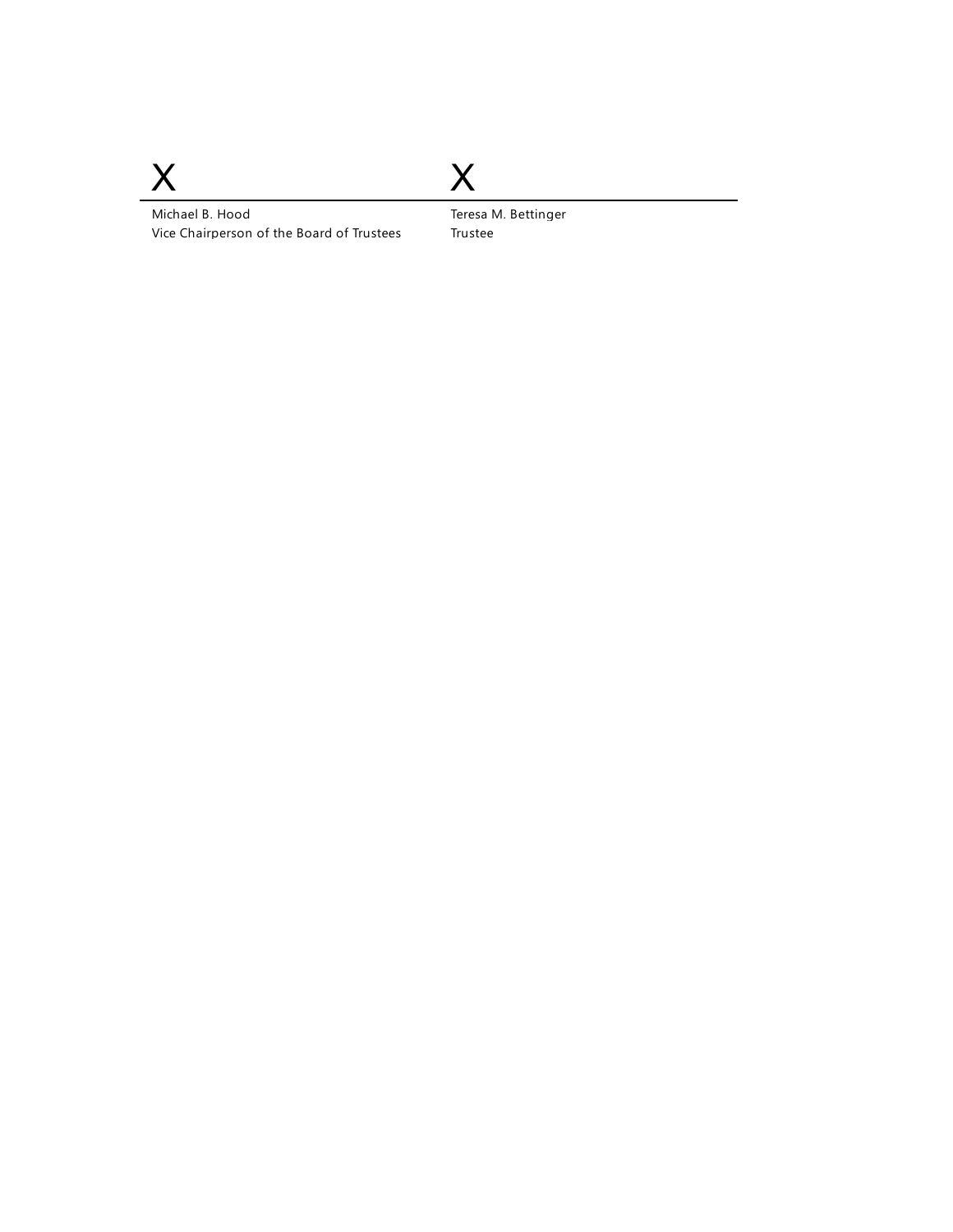| X | X |
| --- | --- |
| Michael B. Hood<br>Vice Chairperson of the Board of Trustees | Teresa M. Bettinger<br>Trustee |